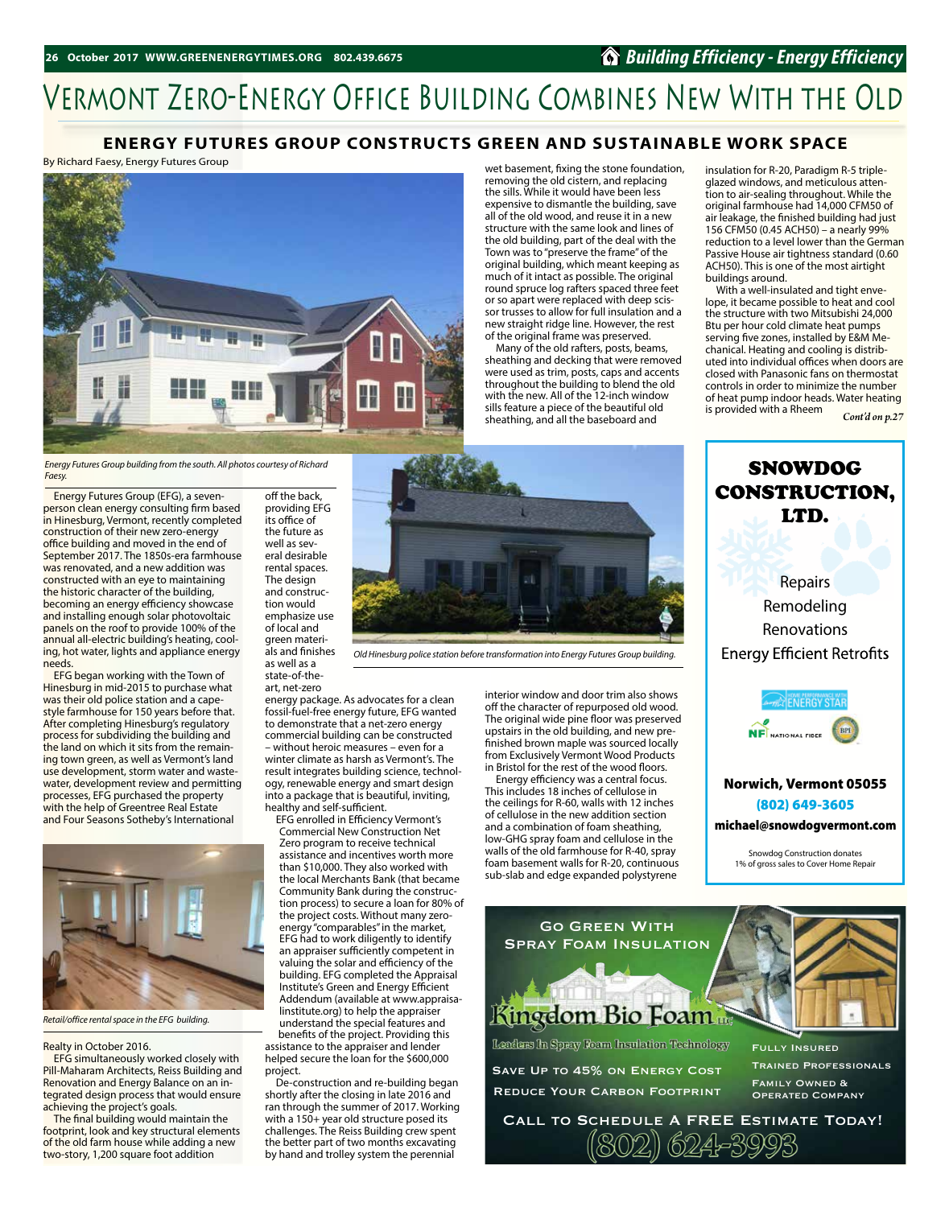# Vermont Zero-Energy Office Building Combines New With the Old

## ENERGY FUTURES GROUP CONSTRUCTS GREEN AND SUSTAINABLE WORK SPACE

By Richard Faesy, Energy Futures Group

*Energy Futures Group building from the south. All photos courtesy of Richard Faesy.*

Energy Futures Group (EFG), a seven-person clean energy consulting firm based in Hinesburg, Vermont, recently completed construction of their new zero-energy office building and moved in the end of September 2017. The 1850s-era farmhouse was renovated, and a new addition was constructed with an eye to maintaining the historic character of the building, becoming an energy efficiency showcase and installing enough solar photovoltaic panels on the roof to provide 100% of the annual all-electric building's heating, cooling, hot water, lights and appliance energy needs.

EFG began working with the Town of Hinesburg in mid-2015 to purchase what was their old police station and a cape-style farmhouse for 150 years before that. After completing Hinesburg's regulatory process for subdividing the building and the land on which it sits from the remaining town green, as well as Vermont's land use development, storm water and wastewater, development review and permitting processes, EFG purchased the property with the help of Greentree Real Estate and Four Seasons Sotheby's International Realty in October 2016.

EFG simultaneously worked closely with Pill-Maharam Architects, Reiss Building and Renovation and Energy Balance on an integrated design process that would ensure achieving the project's goals.

The final building would maintain the footprint, look and key structural elements of the old farm house while adding a new two-story, 1,200 square foot addition off the back, providing EFG its office of the future as well as several desirable rental spaces. The design and construction would emphasize use of local and green materials and finishes as well as a state-of-the-art, net-zero energy package. As advocates for a clean fossil-fuel-free energy future, EFG wanted to demonstrate that a net-zero energy commercial building can be constructed – without heroic measures – even for a winter climate as harsh as Vermont's. The result integrates building science, technology, renewable energy and smart design into a package that is beautiful, inviting, healthy and self-sufficient.

*Retail/office rental space in the EFG building.*

*Old Hinesburg police station before transformation into Energy Futures Group building.*

EFG enrolled in Efficiency Vermont's Commercial New Construction Net Zero program to receive technical assistance and incentives worth more than $10,000. They also worked with the local Merchants Bank (that became Community Bank during the construction process) to secure a loan for 80% of the project costs. Without many zero-energy "comparables" in the market, EFG had to work diligently to identify an appraiser sufficiently competent in valuing the solar and efficiency of the building. EFG completed the Appraisal Institute's Green and Energy Efficient Addendum (available at www.appraisalinstitute.org) to help the appraiser understand the special features and benefits of the project. Providing this assistance to the appraiser and lender helped secure the loan for the $600,000 project.

De-construction and re-building began shortly after the closing in late 2016 and ran through the summer of 2017. Working with a 150+ year old structure posed its challenges. The Reiss Building crew spent the better part of two months excavating by hand and trolley system the perennial wet basement, fixing the stone foundation, removing the old cistern, and replacing the sills. While it would have been less expensive to dismantle the building, save all of the old wood, and reuse it in a new structure with the same look and lines of the old building, part of the deal with the Town was to "preserve the frame" of the original building, which meant keeping as much of it intact as possible. The original round spruce log rafters spaced three feet or so apart were replaced with deep scissor trusses to allow for full insulation and a new straight ridge line. However, the rest of the original frame was preserved.

Many of the old rafters, posts, beams, sheathing and decking that were removed were used as trim, posts, caps and accents throughout the building to blend the old with the new. All of the 12-inch window sills feature a piece of the beautiful old sheathing, and all the baseboard and interior window and door trim also shows off the character of repurposed old wood. The original wide pine floor was preserved upstairs in the old building, and new pre-finished brown maple was sourced locally from Exclusively Vermont Wood Products in Bristol for the rest of the wood floors.

Energy efficiency was a central focus. This includes 18 inches of cellulose in the ceilings for R-60, walls with 12 inches of cellulose in the new addition section and a combination of foam sheathing, low-GHG spray foam and cellulose in the walls of the old farmhouse for R-40, spray foam basement walls for R-20, continuous sub-slab and edge expanded polystyrene insulation for R-20, Paradigm R-5 triple-glazed windows, and meticulous attention to air-sealing throughout. While the original farmhouse had 14,000 CFM50 of air leakage, the finished building had just 156 CFM50 (0.45 ACH50) – a nearly 99% reduction to a level lower than the German Passive House air tightness standard (0.60 ACH50). This is one of the most airtight buildings around.

With a well-insulated and tight envelope, it became possible to heat and cool the structure with two Mitsubishi 24,000 Btu per hour cold climate heat pumps serving five zones, installed by E&M Mechanical. Heating and cooling is distributed into individual offices when doors are closed with Panasonic fans on thermostat controls in order to minimize the number of heat pump indoor heads. Water heating is provided with a Rheem

*Cont'd on p.27*

---

**SNOWDOG CONSTRUCTION, LTD.**

Repairs
Remodeling
Renovations
Energy Efficient Retrofits

HOME PERFORMANCE WITH ENERGY STAR
NFI NATIONAL FIBER
BPI

**Norwich, Vermont 05055**
**(802) 649-3605**
**michael@snowdogvermont.com**

Snowdog Construction donates 1% of gross sales to Cover Home Repair

---

**Go Green With Spray Foam Insulation**

**Kingdom Bio Foam LLC**
Leaders In Spray Foam Insulation Technology

Save Up to 45% on Energy Cost
Reduce Your Carbon Footprint

Fully Insured
Trained Professionals
Family Owned & Operated Company

**Call to Schedule a FREE Estimate Today!**
**(802) 624-3993**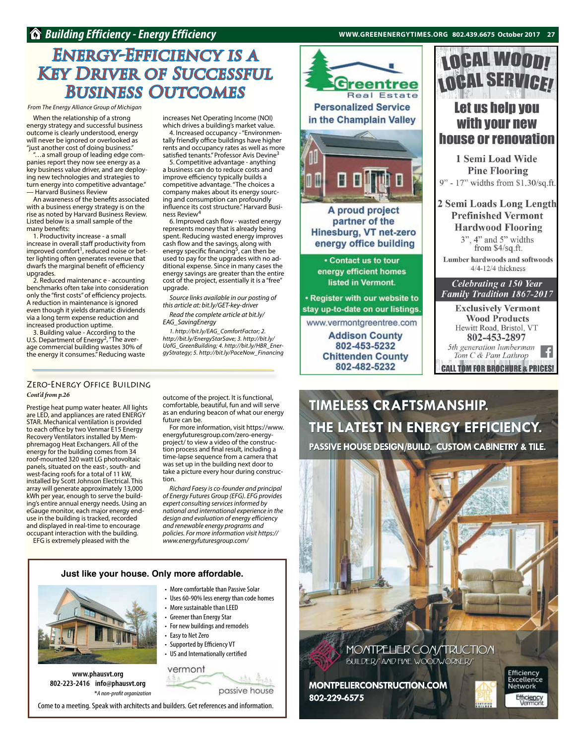# Energy-Efficiency is a Key Driver of Successful Business Outcomes

*From The Energy Alliance Group of Michigan*

When the relationship of a strong energy strategy and successful business outcome is clearly understood, energy will never be ignored or overlooked as "just another cost of doing business."

"…a small group of leading edge companies report they now see energy as a key business value driver, and are deploying new technologies and strategies to turn energy into competitive advantage." — Harvard Business Review

An awareness of the benefits associated with a business energy strategy is on the rise as noted by Harvard Business Review. Listed below is a small sample of the many benefits:

1. Productivity increase - a small increase in overall staff productivity from improved comfort[1], reduced noise or better lighting often generates revenue that dwarfs the marginal benefit of efficiency upgrades.

2. Reduced maintenanc e - accounting benchmarks often take into consideration only the "first costs" of efficiency projects. A reduction in maintenance is ignored even though it yields dramatic dividends via a long term expense reduction and increased production uptime.

3. Building value - According to the U.S. Department of Energy[2], "The average commercial building wastes 30% of the energy it consumes." Reducing waste increases Net Operating Income (NOI) which drives a building's market value.

4. Increased occupancy - "Environmentally friendly office buildings have higher rents and occupancy rates as well as more satisfied tenants." Professor Avis Devine[3]

5. Competitive advantage - anything a business can do to reduce costs and improve efficiency typically builds a competitive advantage. "The choices a company makes about its energy sourcing and consumption can profoundly influence its cost structure." Harvard Business Review[4]

6. Improved cash flow - wasted energy represents money that is already being spent. Reducing wasted energy improves cash flow and the savings, along with energy specific financing[5], can then be used to pay for the upgrades with no additional expense. Since in many cases the energy savings are greater than the entire cost of the project, essentially it is a "free" upgrade.

*Source links available in our posting of this article at: bit.ly/GET-key-driver*

*Read the complete article at bit.ly/EAG_SavingEnergy*

*1. http://bit.ly/EAG_ComfortFactor; 2. http://bit.ly/EnergyStarSave; 3. http://bit.ly/UofG_GreenBuilding; 4. http://bit.ly/HBR_EnergyStrategy; 5. http://bit.ly/PaceNow_Financing*

**Greentree Real Estate**

Personalized Service in the Champlain Valley

A proud project partner of the Hinesburg, VT net-zero energy office building

• Contact us to tour energy efficient homes listed in Vermont.

• Register with our website to stay up-to-date on our listings.

www.vermontgreentree.com

Addison County 802-453-5232

Chittenden County 802-482-5232

**LOCAL WOOD! LOCAL SERVICE!**

Let us help you with your new house or renovation

1 Semi Load Wide Pine Flooring
9" - 17" widths from $1.30/sq.ft.

2 Semi Loads Long Length Prefinished Vermont Hardwood Flooring
3", 4" and 5" widths from $4/sq.ft.

Lumber hardwoods and softwoods 4/4-12/4 thickness

*Celebrating a 150 Year Family Tradition 1867-2017*

Exclusively Vermont Wood Products
Hewitt Road, Bristol, VT
802-453-2897
*5th generation lumberman Tom C & Pam Lathrop*

CALL TOM FOR BROCHURE & PRICES!

## Zero-Energy Office Building

***Cont'd from p.26***

Prestige heat pump water heater. All lights are LED, and appliances are rated ENERGY STAR. Mechanical ventilation is provided to each office by two Venmar E15 Energy Recovery Ventilators installed by Memphremagog Heat Exchangers. All of the energy for the building comes from 34 roof-mounted 320 watt LG photovoltaic panels, situated on the east-, south- and west-facing roofs for a total of 11 kW, installed by Scott Johnson Electrical. This array will generate approximately 13,000 kWh per year, enough to serve the building's entire annual energy needs. Using an eGauge monitor, each major energy end-use in the building is tracked, recorded and displayed in real-time to encourage occupant interaction with the building.

EFG is extremely pleased with the outcome of the project. It is functional, comfortable, beautiful, fun and will serve as an enduring beacon of what our energy future can be.

For more information, visit https://www.energyfuturesgroup.com/zero-energy-project/ to view a video of the construction process and final result, including a time-lapse sequence from a camera that was set up in the building next door to take a picture every hour during construction.

*Richard Faesy is co-founder and principal of Energy Futures Group (EFG). EFG provides expert consulting services informed by national and international experience in the design and evaluation of energy efficiency and renewable energy programs and policies. For more information visit https://www.energyfuturesgroup.com/*

**Just like your house. Only more affordable.**

- More comfortable than Passive Solar
- Uses 60-90% less energy than code homes
- More sustainable than LEED
- Greener than Energy Star
- For new buildings and remodels
- Easy to Net Zero
- Supported by Efficiency VT
- US and Internationally certified

vermont passive house

**www.phausvt.org**
**802-223-2416 info@phausvt.org**
*\*A non-profit organization*

Come to a meeting. Speak with architects and builders. Get references and information.

**TIMELESS CRAFTSMANSHIP.**
**THE LATEST IN ENERGY EFFICIENCY.**
**PASSIVE HOUSE DESIGN/BUILD. CUSTOM CABINETRY & TILE.**

MONTPELIER CONSTRUCTION
BUILDERS AND FINE WOODWORKERS

**MONTPELIERCONSTRUCTION.COM**
**802-229-6575**

Efficiency Excellence Network
Efficiency Vermont